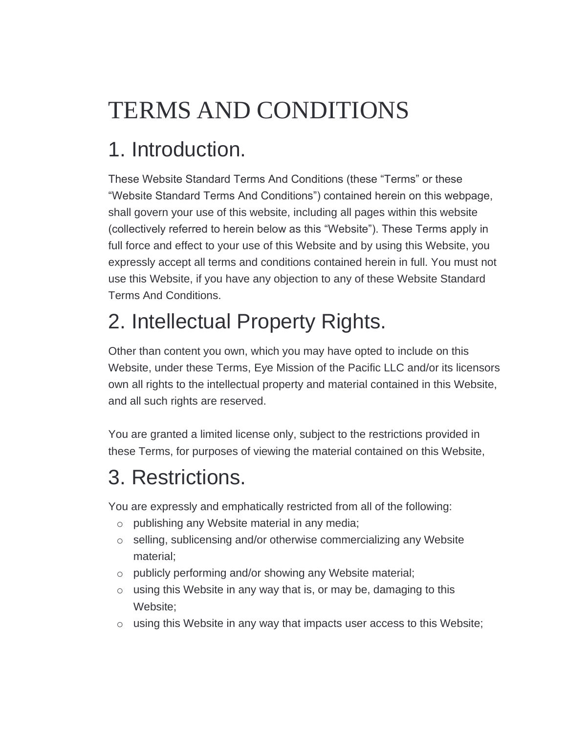# TERMS AND CONDITIONS

## 1. Introduction.

These Website Standard Terms And Conditions (these “Terms” or these “Website Standard Terms And Conditions”) contained herein on this webpage, shall govern your use of this website, including all pages within this website (collectively referred to herein below as this “Website”). These Terms apply in full force and effect to your use of this Website and by using this Website, you expressly accept all terms and conditions contained herein in full. You must not use this Website, if you have any objection to any of these Website Standard Terms And Conditions.

## 2. Intellectual Property Rights.

Other than content you own, which you may have opted to include on this Website, under these Terms, Eye Mission of the Pacific LLC and/or its licensors own all rights to the intellectual property and material contained in this Website, and all such rights are reserved.

You are granted a limited license only, subject to the restrictions provided in these Terms, for purposes of viewing the material contained on this Website,

## 3. Restrictions.

You are expressly and emphatically restricted from all of the following:

- publishing any Website material in any media;
- selling, sublicensing and/or otherwise commercializing any Website material;
- publicly performing and/or showing any Website material;
- using this Website in any way that is, or may be, damaging to this Website;
- using this Website in any way that impacts user access to this Website;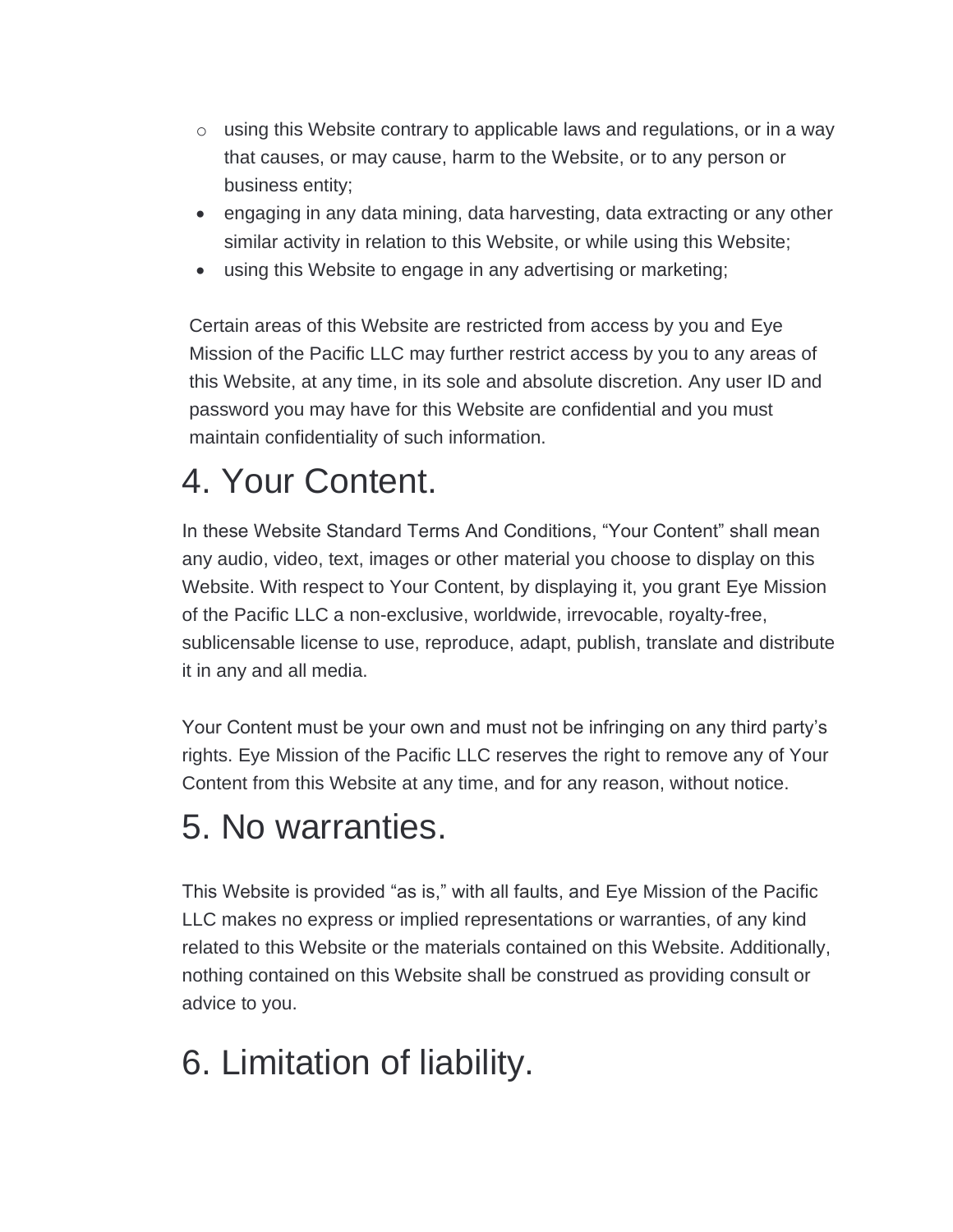- using this Website contrary to applicable laws and regulations, or in a way that causes, or may cause, harm to the Website, or to any person or business entity;
- engaging in any data mining, data harvesting, data extracting or any other similar activity in relation to this Website, or while using this Website;
- using this Website to engage in any advertising or marketing;

Certain areas of this Website are restricted from access by you and Eye Mission of the Pacific LLC may further restrict access by you to any areas of this Website, at any time, in its sole and absolute discretion. Any user ID and password you may have for this Website are confidential and you must maintain confidentiality of such information.

# 4. Your Content.

In these Website Standard Terms And Conditions, “Your Content” shall mean any audio, video, text, images or other material you choose to display on this Website. With respect to Your Content, by displaying it, you grant Eye Mission of the Pacific LLC a non-exclusive, worldwide, irrevocable, royalty-free, sublicensable license to use, reproduce, adapt, publish, translate and distribute it in any and all media.

Your Content must be your own and must not be infringing on any third party’s rights. Eye Mission of the Pacific LLC reserves the right to remove any of Your Content from this Website at any time, and for any reason, without notice.

# 5. No warranties.

This Website is provided “as is,” with all faults, and Eye Mission of the Pacific LLC makes no express or implied representations or warranties, of any kind related to this Website or the materials contained on this Website. Additionally, nothing contained on this Website shall be construed as providing consult or advice to you.

# 6. Limitation of liability.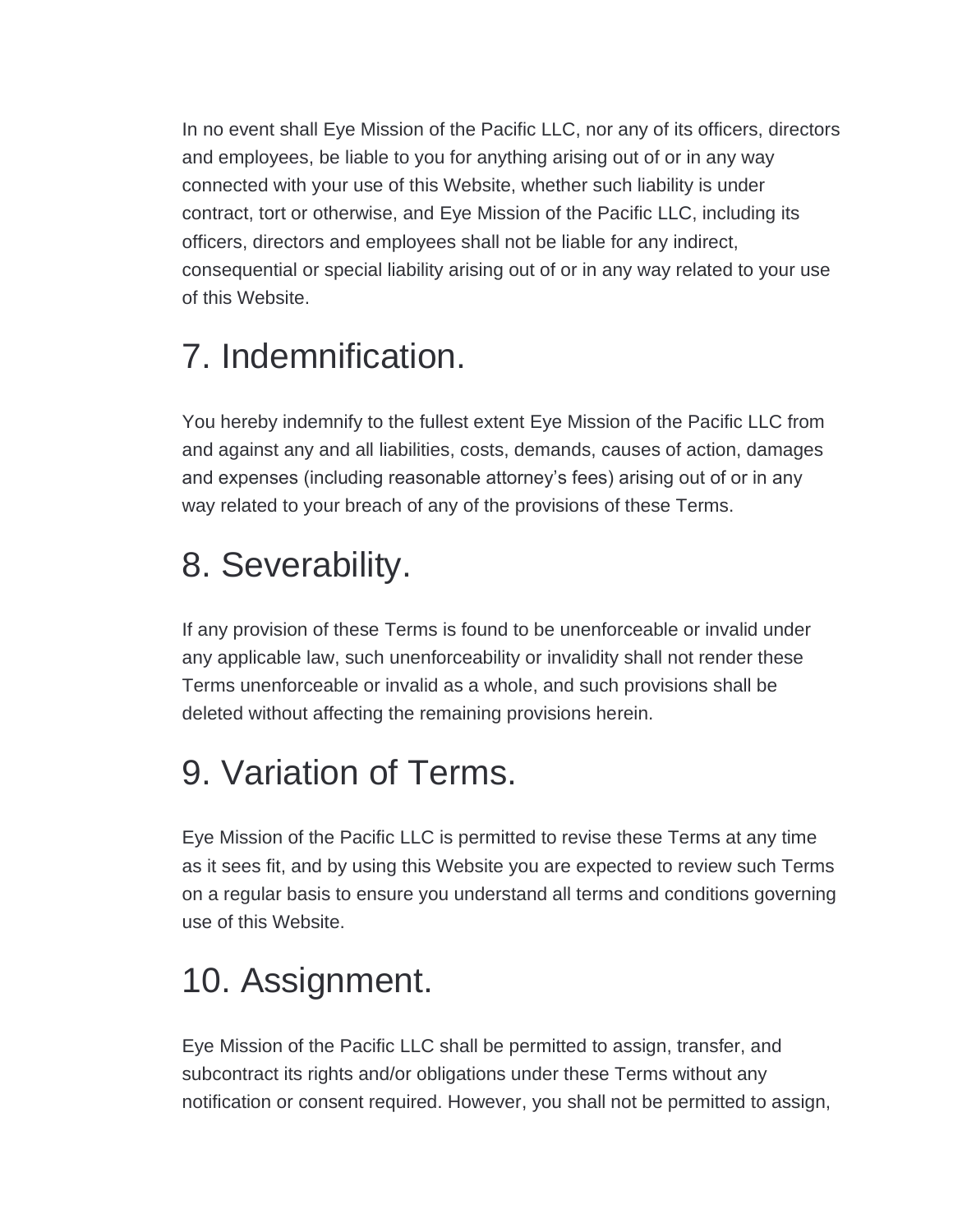In no event shall Eye Mission of the Pacific LLC, nor any of its officers, directors and employees, be liable to you for anything arising out of or in any way connected with your use of this Website, whether such liability is under contract, tort or otherwise, and Eye Mission of the Pacific LLC, including its officers, directors and employees shall not be liable for any indirect, consequential or special liability arising out of or in any way related to your use of this Website.

## 7. Indemnification.

You hereby indemnify to the fullest extent Eye Mission of the Pacific LLC from and against any and all liabilities, costs, demands, causes of action, damages and expenses (including reasonable attorney's fees) arising out of or in any way related to your breach of any of the provisions of these Terms.

## 8. Severability.

If any provision of these Terms is found to be unenforceable or invalid under any applicable law, such unenforceability or invalidity shall not render these Terms unenforceable or invalid as a whole, and such provisions shall be deleted without affecting the remaining provisions herein.

## 9. Variation of Terms.

Eye Mission of the Pacific LLC is permitted to revise these Terms at any time as it sees fit, and by using this Website you are expected to review such Terms on a regular basis to ensure you understand all terms and conditions governing use of this Website.

## 10. Assignment.

Eye Mission of the Pacific LLC shall be permitted to assign, transfer, and subcontract its rights and/or obligations under these Terms without any notification or consent required. However, you shall not be permitted to assign,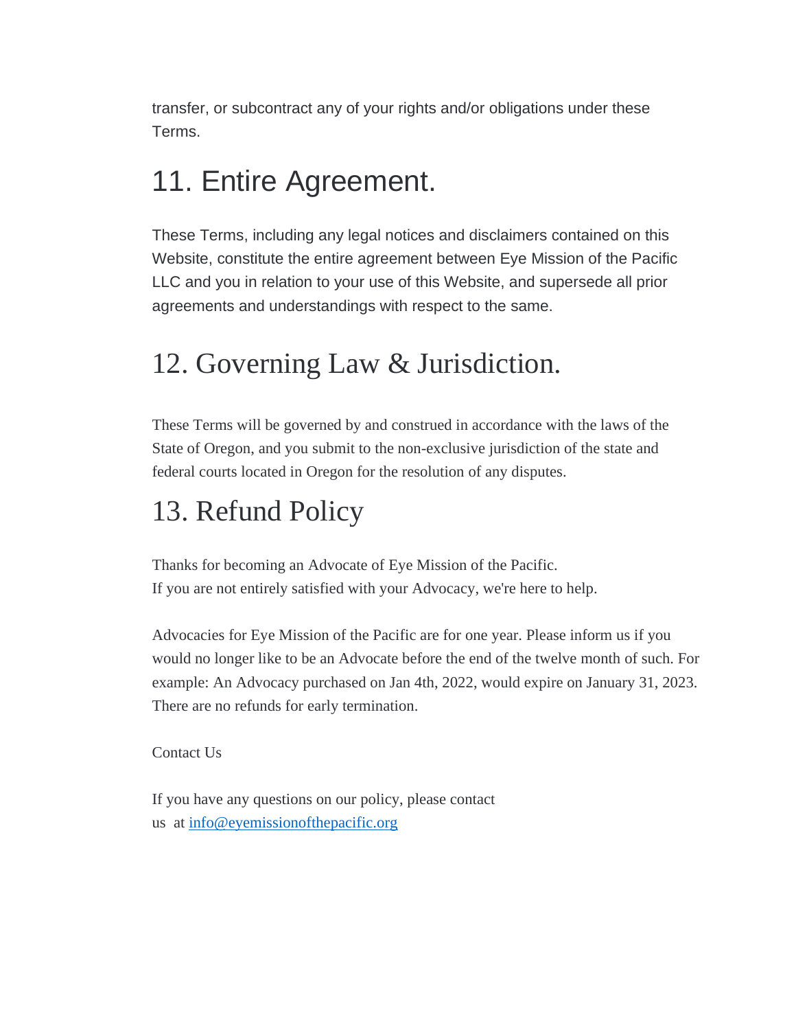transfer, or subcontract any of your rights and/or obligations under these Terms.

## 11. Entire Agreement.

These Terms, including any legal notices and disclaimers contained on this Website, constitute the entire agreement between Eye Mission of the Pacific LLC and you in relation to your use of this Website, and supersede all prior agreements and understandings with respect to the same.

## 12. Governing Law & Jurisdiction.

These Terms will be governed by and construed in accordance with the laws of the State of Oregon, and you submit to the non-exclusive jurisdiction of the state and federal courts located in Oregon for the resolution of any disputes.

## 13. Refund Policy

Thanks for becoming an Advocate of Eye Mission of the Pacific.
If you are not entirely satisfied with your Advocacy, we're here to help.

Advocacies for Eye Mission of the Pacific are for one year. Please inform us if you would no longer like to be an Advocate before the end of the twelve month of such. For example: An Advocacy purchased on Jan 4th, 2022, would expire on January 31, 2023. There are no refunds for early termination.

Contact Us

If you have any questions on our policy, please contact us at info@eyemissionofthepacific.org